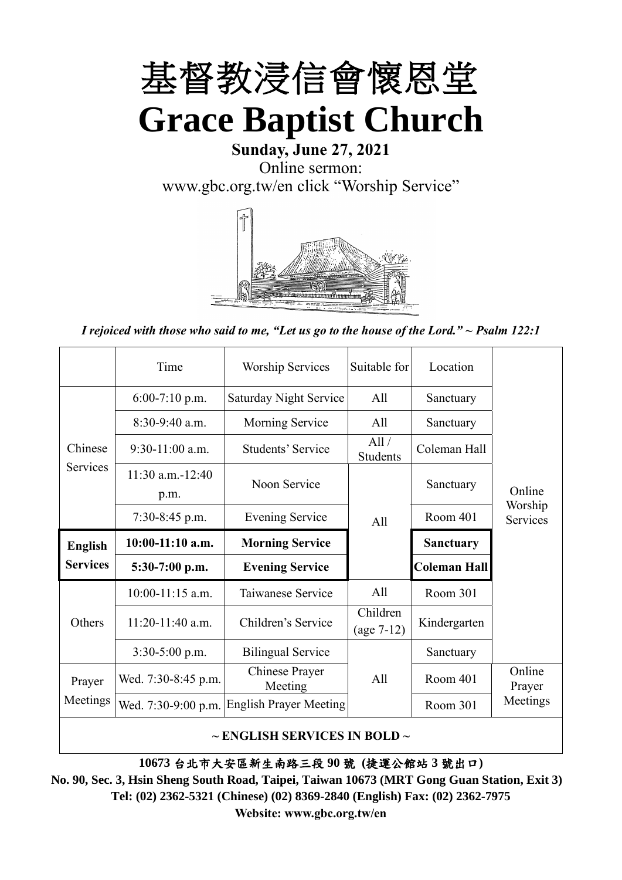# 基督教浸信會懷恩堂

# Grace Baptist Church

**Sunday, June 27, 2021**

Online sermon:

www.gbc.org.tw/en click "Worship Service"

*I rejoiced with those who said to me, "Let us go to the house of the Lord." ~ Psalm 122:1*

| | Time | Worship Services | Suitable for | Location | |
|---|---|---|---|---|---|
| Chinese Services | 6:00-7:10 p.m. | Saturday Night Service | All | Sanctuary | Online Worship Services |
| | 8:30-9:40 a.m. | Morning Service | All | Sanctuary | |
| | 9:30-11:00 a.m. | Students' Service | All / Students | Coleman Hall | |
| | 11:30 a.m.-12:40 p.m. | Noon Service | All | Sanctuary | |
| | 7:30-8:45 p.m. | Evening Service | | Room 401 | |
| **English Services** | **10:00-11:10 a.m.** | **Morning Service** | | **Sanctuary** | |
| | **5:30-7:00 p.m.** | **Evening Service** | | **Coleman Hall** | |
| Others | 10:00-11:15 a.m. | Taiwanese Service | All | Room 301 | |
| | 11:20-11:40 a.m. | Children's Service | Children (age 7-12) | Kindergarten | |
| | 3:30-5:00 p.m. | Bilingual Service | All | Sanctuary | |
| Prayer Meetings | Wed. 7:30-8:45 p.m. | Chinese Prayer Meeting | | Room 401 | Online Prayer Meetings |
| | Wed. 7:30-9:00 p.m. | English Prayer Meeting | | Room 301 | |

**~ ENGLISH SERVICES IN BOLD ~**

**10673 台北市大安區新生南路三段 90 號 (捷運公館站 3 號出口)**

**No. 90, Sec. 3, Hsin Sheng South Road, Taipei, Taiwan 10673 (MRT Gong Guan Station, Exit 3)**

**Tel: (02) 2362-5321 (Chinese) (02) 8369-2840 (English) Fax: (02) 2362-7975**

**Website: www.gbc.org.tw/en**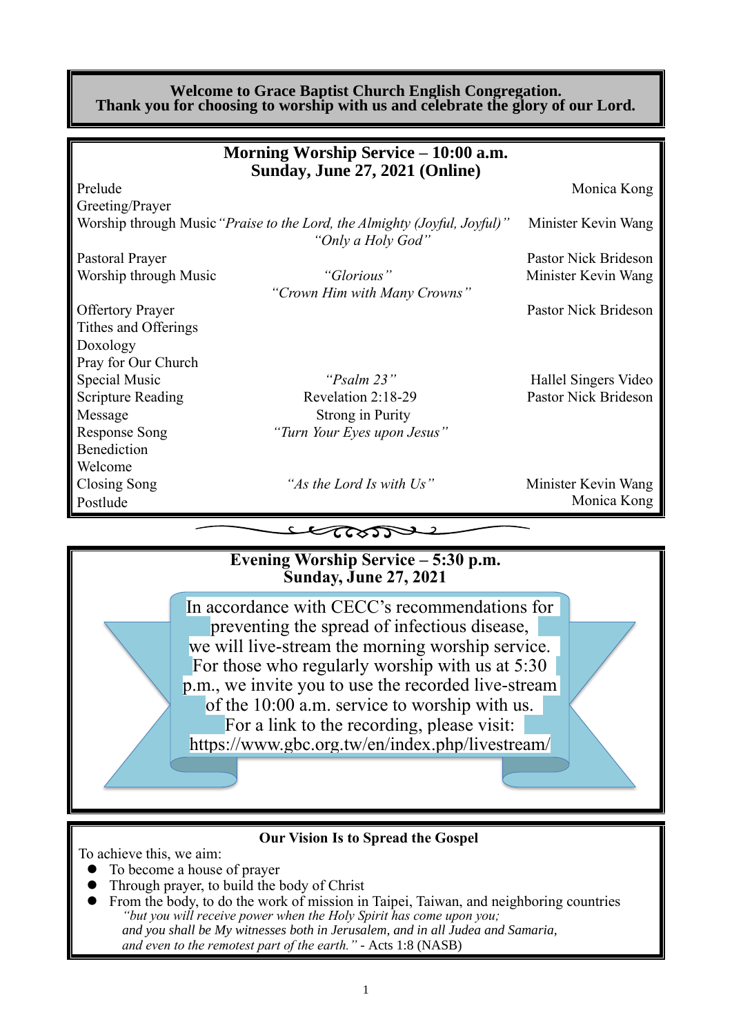**Welcome to Grace Baptist Church English Congregation.**
**Thank you for choosing to worship with us and celebrate the glory of our Lord.**

## Morning Worship Service – 10:00 a.m.
## Sunday, June 27, 2021 (Online)

| | | |
|---|---|---|
| Prelude | | Monica Kong |
| Greeting/Prayer | | |
| Worship through Music | *"Praise to the Lord, the Almighty (Joyful, Joyful)"* *"Only a Holy God"* | Minister Kevin Wang |
| Pastoral Prayer | | Pastor Nick Brideson |
| Worship through Music | *"Glorious"* *"Crown Him with Many Crowns"* | Minister Kevin Wang |
| Offertory Prayer | | Pastor Nick Brideson |
| Tithes and Offerings | | |
| Doxology | | |
| Pray for Our Church | | |
| Special Music | *"Psalm 23"* | Hallel Singers Video |
| Scripture Reading | Revelation 2:18-29 | Pastor Nick Brideson |
| Message | Strong in Purity | |
| Response Song | *"Turn Your Eyes upon Jesus"* | |
| Benediction | | |
| Welcome | | |
| Closing Song | *"As the Lord Is with Us"* | Minister Kevin Wang |
| Postlude | | Monica Kong |

## Evening Worship Service – 5:30 p.m.
## Sunday, June 27, 2021

In accordance with CECC's recommendations for preventing the spread of infectious disease, we will live-stream the morning worship service. For those who regularly worship with us at 5:30 p.m., we invite you to use the recorded live-stream of the 10:00 a.m. service to worship with us. For a link to the recording, please visit: https://www.gbc.org.tw/en/index.php/livestream/

### Our Vision Is to Spread the Gospel

To achieve this, we aim:

- To become a house of prayer
- Through prayer, to build the body of Christ
- From the body, to do the work of mission in Taipei, Taiwan, and neighboring countries

*"but you will receive power when the Holy Spirit has come upon you; and you shall be My witnesses both in Jerusalem, and in all Judea and Samaria, and even to the remotest part of the earth."* - Acts 1:8 (NASB)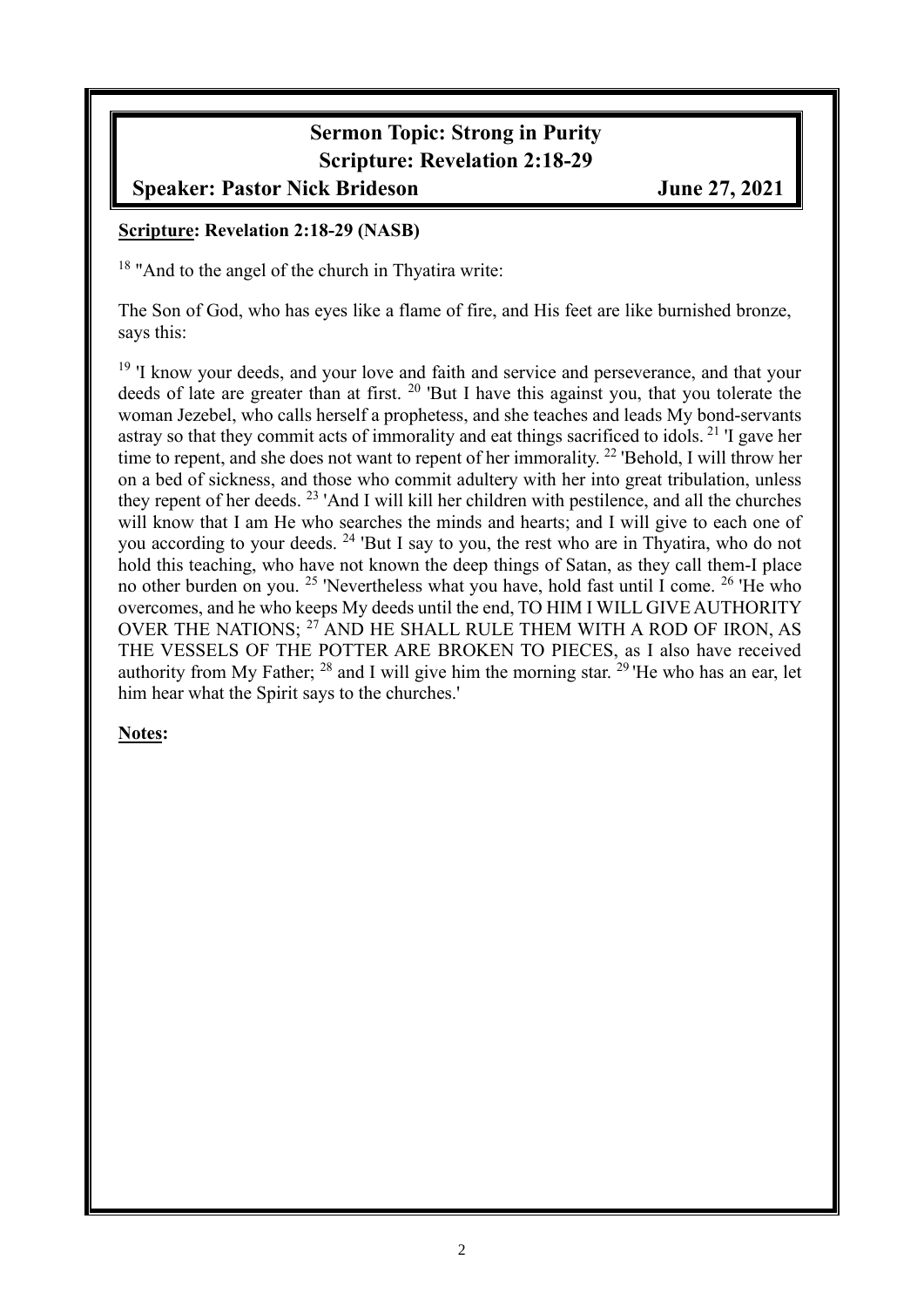**Sermon Topic: Strong in Purity**
**Scripture: Revelation 2:18-29**
**Speaker: Pastor Nick Brideson** **June 27, 2021**

**Scripture: Revelation 2:18-29 (NASB)**

[18] "And to the angel of the church in Thyatira write:

The Son of God, who has eyes like a flame of fire, and His feet are like burnished bronze, says this:

[19] 'I know your deeds, and your love and faith and service and perseverance, and that your deeds of late are greater than at first. [20] 'But I have this against you, that you tolerate the woman Jezebel, who calls herself a prophetess, and she teaches and leads My bond-servants astray so that they commit acts of immorality and eat things sacrificed to idols. [21] 'I gave her time to repent, and she does not want to repent of her immorality. [22] 'Behold, I will throw her on a bed of sickness, and those who commit adultery with her into great tribulation, unless they repent of her deeds. [23] 'And I will kill her children with pestilence, and all the churches will know that I am He who searches the minds and hearts; and I will give to each one of you according to your deeds. [24] 'But I say to you, the rest who are in Thyatira, who do not hold this teaching, who have not known the deep things of Satan, as they call them-I place no other burden on you. [25] 'Nevertheless what you have, hold fast until I come. [26] 'He who overcomes, and he who keeps My deeds until the end, TO HIM I WILL GIVE AUTHORITY OVER THE NATIONS; [27] AND HE SHALL RULE THEM WITH A ROD OF IRON, AS THE VESSELS OF THE POTTER ARE BROKEN TO PIECES, as I also have received authority from My Father; [28] and I will give him the morning star. [29] 'He who has an ear, let him hear what the Spirit says to the churches.'

**Notes:**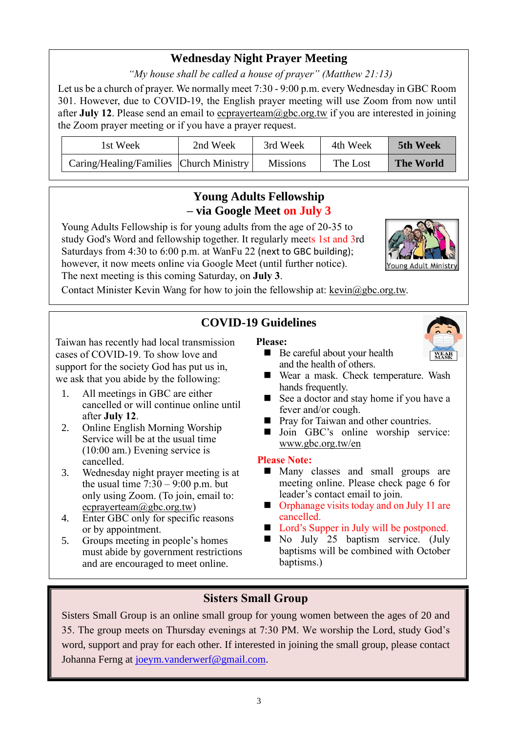## Wednesday Night Prayer Meeting

*"My house shall be called a house of prayer" (Matthew 21:13)*

Let us be a church of prayer. We normally meet 7:30 - 9:00 p.m. every Wednesday in GBC Room 301. However, due to COVID-19, the English prayer meeting will use Zoom from now until after **July 12**. Please send an email to ecprayerteam@gbc.org.tw if you are interested in joining the Zoom prayer meeting or if you have a prayer request.

| 1st Week | 2nd Week | 3rd Week | 4th Week | **5th Week** |
|---|---|---|---|---|
| Caring/Healing/Families | Church Ministry | Missions | The Lost | **The World** |

## Young Adults Fellowship – via Google Meet on July 3

Young Adults Fellowship is for young adults from the age of 20-35 to study God's Word and fellowship together. It regularly meets 1st and 3rd Saturdays from 4:30 to 6:00 p.m. at WanFu 22 (next to GBC building); however, it now meets online via Google Meet (until further notice). The next meeting is this coming Saturday, on **July 3**.

Young Adult Ministry

Contact Minister Kevin Wang for how to join the fellowship at: kevin@gbc.org.tw.

## COVID-19 Guidelines

Taiwan has recently had local transmission cases of COVID-19. To show love and support for the society God has put us in, we ask that you abide by the following:

1. All meetings in GBC are either cancelled or will continue online until after **July 12**.
2. Online English Morning Worship Service will be at the usual time (10:00 am.) Evening service is cancelled.
3. Wednesday night prayer meeting is at the usual time 7:30 – 9:00 p.m. but only using Zoom. (To join, email to: ecprayerteam@gbc.org.tw)
4. Enter GBC only for specific reasons or by appointment.
5. Groups meeting in people's homes must abide by government restrictions and are encouraged to meet online.

**Please:**

- Be careful about your health and the health of others.
- Wear a mask. Check temperature. Wash hands frequently.
- See a doctor and stay home if you have a fever and/or cough.
- Pray for Taiwan and other countries.
- Join GBC's online worship service: www.gbc.org.tw/en

**Please Note:**

- Many classes and small groups are meeting online. Please check page 6 for leader's contact email to join.
- Orphanage visits today and on July 11 are cancelled.
- Lord's Supper in July will be postponed.
- No July 25 baptism service. (July baptisms will be combined with October baptisms.)

## Sisters Small Group

Sisters Small Group is an online small group for young women between the ages of 20 and 35. The group meets on Thursday evenings at 7:30 PM. We worship the Lord, study God's word, support and pray for each other. If interested in joining the small group, please contact Johanna Ferng at joeym.vanderwerf@gmail.com.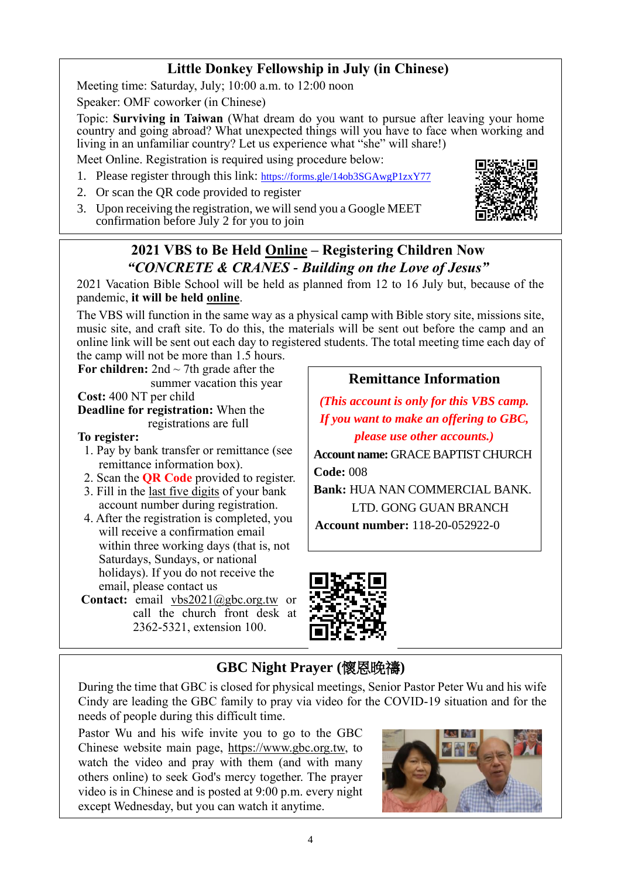## Little Donkey Fellowship in July (in Chinese)

Meeting time: Saturday, July; 10:00 a.m. to 12:00 noon

Speaker: OMF coworker (in Chinese)

Topic: **Surviving in Taiwan** (What dream do you want to pursue after leaving your home country and going abroad? What unexpected things will you have to face when working and living in an unfamiliar country? Let us experience what "she" will share!)

Meet Online. Registration is required using procedure below:

1. Please register through this link: https://forms.gle/14ob3SGAwgP1zxY77
2. Or scan the QR code provided to register
3. Upon receiving the registration, we will send you a Google MEET confirmation before July 2 for you to join

## 2021 VBS to Be Held Online – Registering Children Now

### *"CONCRETE & CRANES - Building on the Love of Jesus"*

2021 Vacation Bible School will be held as planned from 12 to 16 July but, because of the pandemic, **it will be held online**.

The VBS will function in the same way as a physical camp with Bible story site, missions site, music site, and craft site. To do this, the materials will be sent out before the camp and an online link will be sent out each day to registered students. The total meeting time each day of the camp will not be more than 1.5 hours.

**For children:** 2nd ~ 7th grade after the summer vacation this year

**Cost:** 400 NT per child

**Deadline for registration:** When the registrations are full

**To register:**

1. Pay by bank transfer or remittance (see remittance information box).
2. Scan the **QR Code** provided to register.
3. Fill in the last five digits of your bank account number during registration.
4. After the registration is completed, you will receive a confirmation email within three working days (that is, not Saturdays, Sundays, or national holidays). If you do not receive the email, please contact us

**Contact:** email vbs2021@gbc.org.tw or call the church front desk at 2362-5321, extension 100.

### Remittance Information

*(This account is only for this VBS camp. If you want to make an offering to GBC, please use other accounts.)*

**Account name:** GRACE BAPTIST CHURCH

**Code:** 008

**Bank:** HUA NAN COMMERCIAL BANK. LTD. GONG GUAN BRANCH

**Account number:** 118-20-052922-0

## GBC Night Prayer (懷恩晚禱)

During the time that GBC is closed for physical meetings, Senior Pastor Peter Wu and his wife Cindy are leading the GBC family to pray via video for the COVID-19 situation and for the needs of people during this difficult time.

Pastor Wu and his wife invite you to go to the GBC Chinese website main page, https://www.gbc.org.tw, to watch the video and pray with them (and with many others online) to seek God's mercy together. The prayer video is in Chinese and is posted at 9:00 p.m. every night except Wednesday, but you can watch it anytime.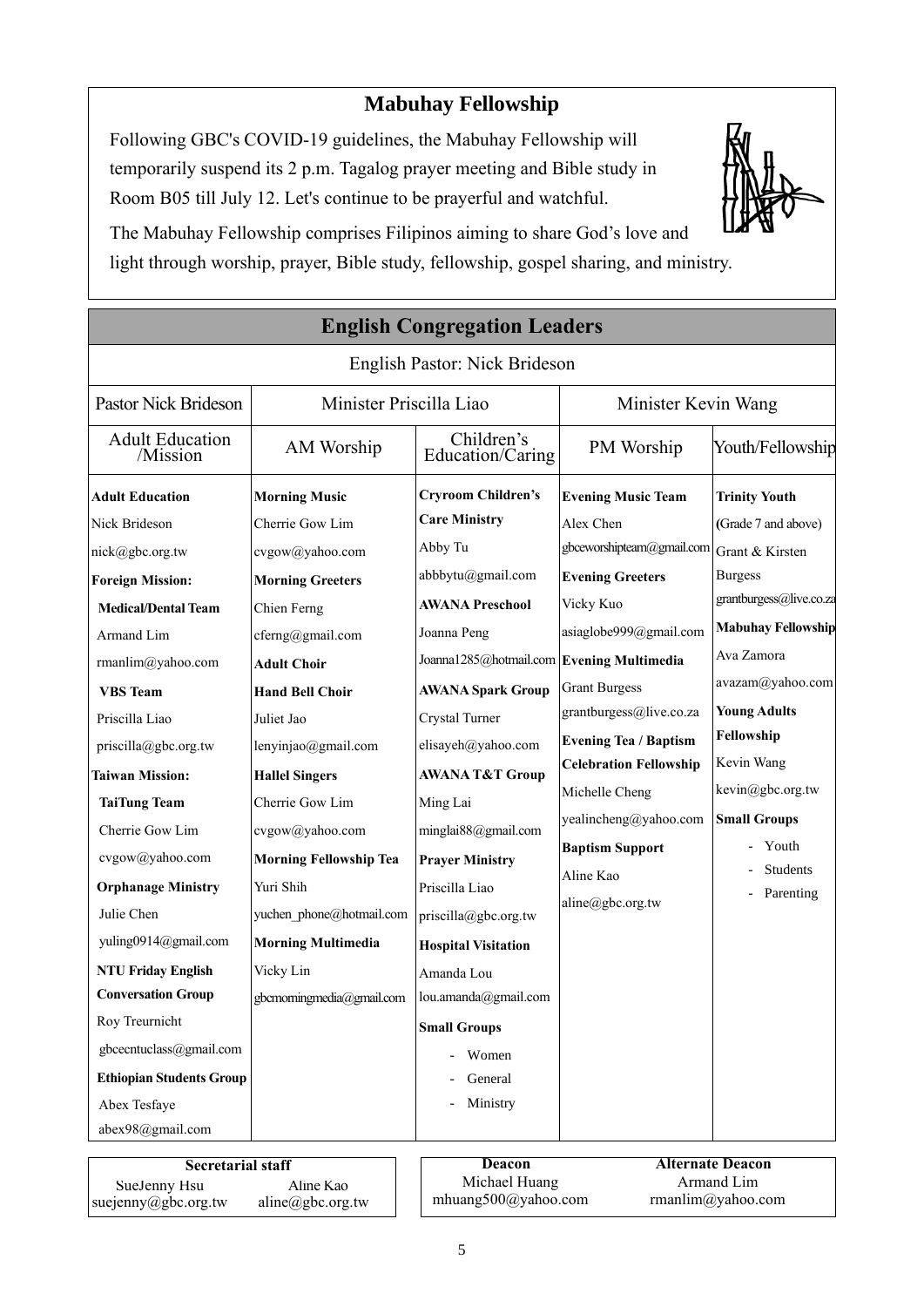## Mabuhay Fellowship

Following GBC's COVID-19 guidelines, the Mabuhay Fellowship will temporarily suspend its 2 p.m. Tagalog prayer meeting and Bible study in Room B05 till July 12. Let's continue to be prayerful and watchful.

The Mabuhay Fellowship comprises Filipinos aiming to share God's love and light through worship, prayer, Bible study, fellowship, gospel sharing, and ministry.

## English Congregation Leaders

English Pastor: Nick Brideson

| Pastor Nick Brideson | Minister Priscilla Liao | | Minister Kevin Wang | |
|---|---|---|---|---|
| Adult Education /Mission | AM Worship | Children's Education/Caring | PM Worship | Youth/Fellowship |
| **Adult Education**<br>Nick Brideson<br>nick@gbc.org.tw<br>**Foreign Mission:**<br>**Medical/Dental Team**<br>Armand Lim<br>rmanlim@yahoo.com<br>**VBS Team**<br>Priscilla Liao<br>priscilla@gbc.org.tw<br>**Taiwan Mission:**<br>**TaiTung Team**<br>Cherrie Gow Lim<br>cvgow@yahoo.com<br>**Orphanage Ministry**<br>Julie Chen<br>yuling0914@gmail.com<br>**NTU Friday English Conversation Group**<br>Roy Treurnicht<br>gbcecntuclass@gmail.com<br>**Ethiopian Students Group**<br>Abex Tesfaye<br>abex98@gmail.com | **Morning Music**<br>Cherrie Gow Lim<br>cvgow@yahoo.com<br>**Morning Greeters**<br>Chien Ferng<br>cferng@gmail.com<br>**Adult Choir**<br>**Hand Bell Choir**<br>Juliet Jao<br>lenyinjao@gmail.com<br>**Hallel Singers**<br>Cherrie Gow Lim<br>cvgow@yahoo.com<br>**Morning Fellowship Tea**<br>Yuri Shih<br>yuchen_phone@hotmail.com<br>**Morning Multimedia**<br>Vicky Lin<br>gbcmorningmedia@gmail.com | **Cryroom Children's Care Ministry**<br>Abby Tu<br>abbbytu@gmail.com<br>**AWANA Preschool**<br>Joanna Peng<br>Joanna1285@hotmail.com<br>**AWANA Spark Group**<br>Crystal Turner<br>elisayeh@yahoo.com<br>**AWANA T&T Group**<br>Ming Lai<br>minglai88@gmail.com<br>**Prayer Ministry**<br>Priscilla Liao<br>priscilla@gbc.org.tw<br>**Hospital Visitation**<br>Amanda Lou<br>lou.amanda@gmail.com<br>**Small Groups**<br>- Women<br>- General<br>- Ministry | **Evening Music Team**<br>Alex Chen<br>gbceworshipteam@gmail.com<br>**Evening Greeters**<br>Vicky Kuo<br>asiaglobe999@gmail.com<br>**Evening Multimedia**<br>Grant Burgess<br>grantburgess@live.co.za<br>**Evening Tea / Baptism Celebration Fellowship**<br>Michelle Cheng<br>yealincheng@yahoo.com<br>**Baptism Support**<br>Aline Kao<br>aline@gbc.org.tw | **Trinity Youth**<br>(Grade 7 and above)<br>Grant & Kirsten Burgess<br>grantburgess@live.co.za<br>**Mabuhay Fellowship**<br>Ava Zamora<br>avazam@yahoo.com<br>**Young Adults Fellowship**<br>Kevin Wang<br>kevin@gbc.org.tw<br>**Small Groups**<br>- Youth<br>- Students<br>- Parenting |

| Secretarial staff | |
|---|---|
| SueJenny Hsu<br>suejenny@gbc.org.tw | Aline Kao<br>aline@gbc.org.tw |

| Deacon | Alternate Deacon |
|---|---|
| Michael Huang<br>mhuang500@yahoo.com | Armand Lim<br>rmanlim@yahoo.com |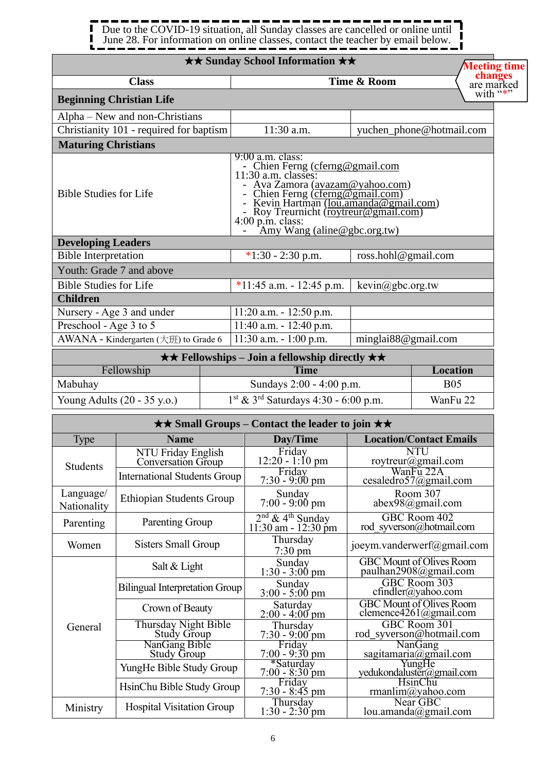Due to the COVID-19 situation, all Sunday classes are cancelled or online until June 28. For information on online classes, contact the teacher by email below.

Meeting time changes are marked with "*"

| ★★ Sunday School Information ★★ | | |
|---|---|---|
| **Class** | **Time & Room** | |
| **Beginning Christian Life** | | |
| Alpha – New and non-Christians | | |
| Christianity 101 - required for baptism | 11:30 a.m. | yuchen_phone@hotmail.com |
| **Maturing Christians** | | |
| Bible Studies for Life | 9:00 a.m. class:<br>- Chien Ferng (cferng@gmail.com<br>11:30 a.m. classes:<br>- Ava Zamora (avazam@yahoo.com)<br>- Chien Ferng (cferng@gmail.com)<br>- Kevin Hartman (lou.amanda@gmail.com)<br>- Roy Treurnicht (roytreur@gmail.com)<br>4:00 p.m. class:<br>- Amy Wang (aline@gbc.org.tw) | |
| **Developing Leaders** | | |
| Bible Interpretation | *1:30 - 2:30 p.m. | ross.hohl@gmail.com |
| Youth: Grade 7 and above | | |
| Bible Studies for Life | *11:45 a.m. - 12:45 p.m. | kevin@gbc.org.tw |
| **Children** | | |
| Nursery - Age 3 and under | 11:20 a.m. - 12:50 p.m. | |
| Preschool - Age 3 to 5 | 11:40 a.m. - 12:40 p.m. | |
| AWANA - Kindergarten (大班) to Grade 6 | 11:30 a.m. - 1:00 p.m. | minglai88@gmail.com |

| ★★ Fellowships – Join a fellowship directly ★★ | | |
|---|---|---|
| Fellowship | **Time** | **Location** |
| Mabuhay | Sundays 2:00 - 4:00 p.m. | B05 |
| Young Adults (20 - 35 y.o.) | 1st & 3rd Saturdays 4:30 - 6:00 p.m. | WanFu 22 |

| ★★ Small Groups – Contact the leader to join ★★ | | | |
|---|---|---|---|
| Type | **Name** | **Day/Time** | **Location/Contact Emails** |
| Students | NTU Friday English Conversation Group | Friday 12:20 - 1:10 pm | NTU roytreur@gmail.com |
| | International Students Group | Friday 7:30 - 9:00 pm | WanFu 22A cesaledro57@gmail.com |
| Language/ Nationality | Ethiopian Students Group | Sunday 7:00 - 9:00 pm | Room 307 abex98@gmail.com |
| Parenting | Parenting Group | 2nd & 4th Sunday 11:30 am - 12:30 pm | GBC Room 402 rod_syverson@hotmail.com |
| Women | Sisters Small Group | Thursday 7:30 pm | joeym.vanderwerf@gmail.com |
| General | Salt & Light | Sunday 1:30 - 3:00 pm | GBC Mount of Olives Room paulhan2908@gmail.com |
| | Bilingual Interpretation Group | Sunday 3:00 - 5:00 pm | GBC Room 303 cfindler@yahoo.com |
| | Crown of Beauty | Saturday 2:00 - 4:00 pm | GBC Mount of Olives Room clemence4261@gmail.com |
| | Thursday Night Bible Study Group | Thursday 7:30 - 9:00 pm | GBC Room 301 rod_syverson@hotmail.com |
| | NanGang Bible Study Group | Friday 7:00 - 9:30 pm | NanGang sagitamaria@gmail.com |
| | YungHe Bible Study Group | *Saturday 7:00 - 8:30 pm | YungHe yedukondaluster@gmail.com |
| | HsinChu Bible Study Group | Friday 7:30 - 8:45 pm | HsinChu rmanlim@yahoo.com |
| Ministry | Hospital Visitation Group | Thursday 1:30 - 2:30 pm | Near GBC lou.amanda@gmail.com |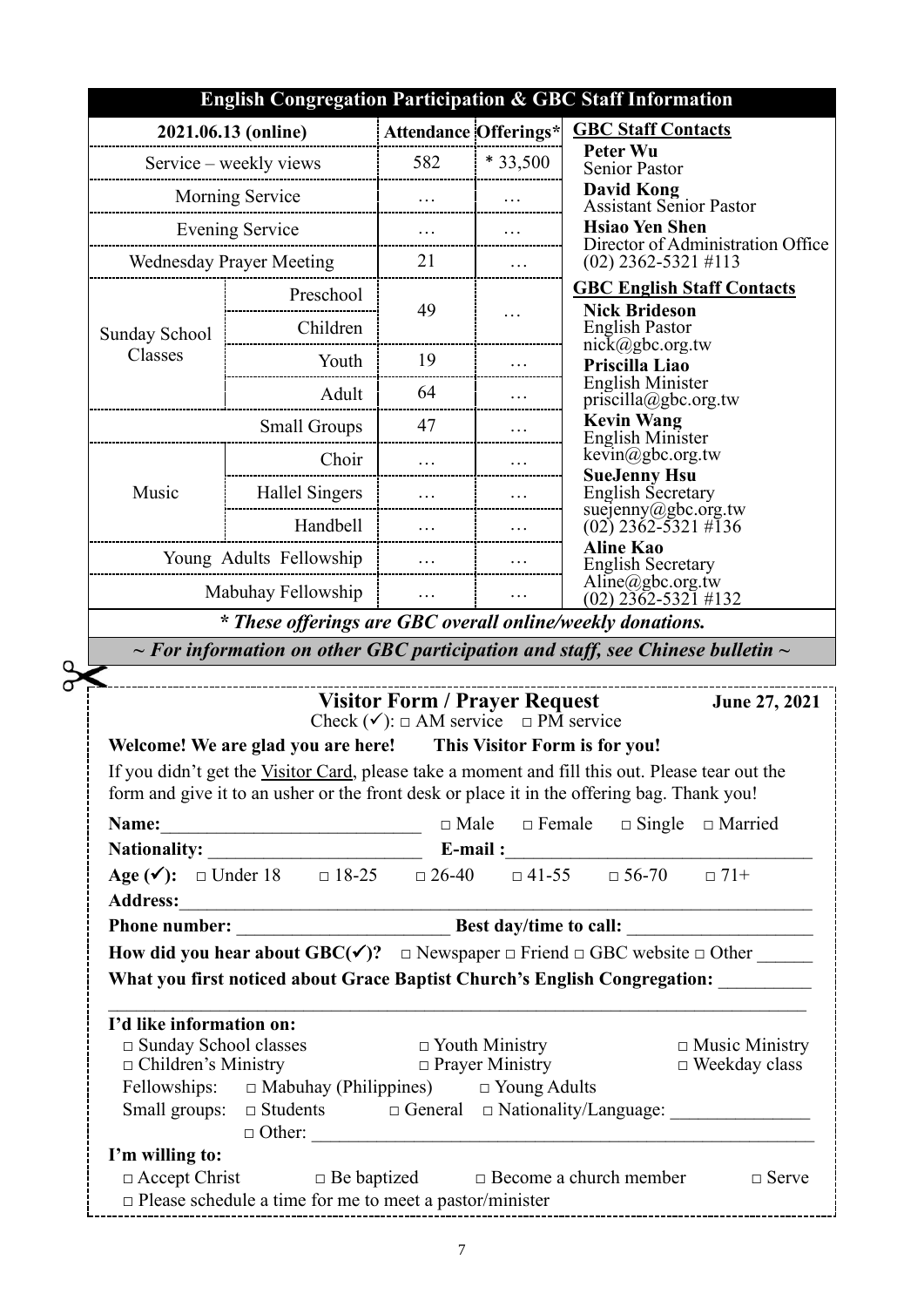## English Congregation Participation & GBC Staff Information

| 2021.06.13 (online) | | Attendance | Offerings* |
|---|---|---|---|
| Service – weekly views | | 582 | * 33,500 |
| Morning Service | | … | … |
| Evening Service | | … | … |
| Wednesday Prayer Meeting | | 21 | … |
| Sunday School Classes | Preschool | 49 | … |
| | Children | | |
| | Youth | 19 | … |
| | Adult | 64 | … |
| Small Groups | | 47 | … |
| Music | Choir | … | … |
| | Hallel Singers | … | … |
| | Handbell | … | … |
| Young Adults Fellowship | | … | … |
| Mabuhay Fellowship | | … | … |

***These offerings are GBC overall online/weekly donations.***

**GBC Staff Contacts**

**Peter Wu**
Senior Pastor

**David Kong**
Assistant Senior Pastor

**Hsiao Yen Shen**
Director of Administration Office
(02) 2362-5321 #113

**GBC English Staff Contacts**

**Nick Brideson**
English Pastor
nick@gbc.org.tw

**Priscilla Liao**
English Minister
priscilla@gbc.org.tw

**Kevin Wang**
English Minister
kevin@gbc.org.tw

**SueJenny Hsu**
English Secretary
suejenny@gbc.org.tw
(02) 2362-5321 #136

**Aline Kao**
English Secretary
Aline@gbc.org.tw
(02) 2362-5321 #132

***~ For information on other GBC participation and staff, see Chinese bulletin ~***

---

### Visitor Form / Prayer Request

**June 27, 2021**

Check (✓): □ AM service □ PM service

**Welcome! We are glad you are here! This Visitor Form is for you!**

If you didn't get the Visitor Card, please take a moment and fill this out. Please tear out the form and give it to an usher or the front desk or place it in the offering bag. Thank you!

**Name:**____________________________ □ Male □ Female □ Single □ Married

**Nationality:** _______________________ **E-mail :**______________________________

**Age (✓):** □ Under 18 □ 18-25 □ 26-40 □ 41-55 □ 56-70 □ 71+

**Address:**_____________________________________________________________

**Phone number:** ______________________ **Best day/time to call:** ___________________

**How did you hear about GBC(✓)?** □ Newspaper □ Friend □ GBC website □ Other ______

**What you first noticed about Grace Baptist Church's English Congregation:** __________

______________________________________________________________________

**I'd like information on:**

□ Sunday School classes □ Youth Ministry □ Music Ministry
□ Children's Ministry □ Prayer Ministry □ Weekday class

Fellowships: □ Mabuhay (Philippines) □ Young Adults

Small groups: □ Students □ General □ Nationality/Language: _______________

□ Other: ______________________________________________________

**I'm willing to:**

□ Accept Christ □ Be baptized □ Become a church member □ Serve

□ Please schedule a time for me to meet a pastor/minister